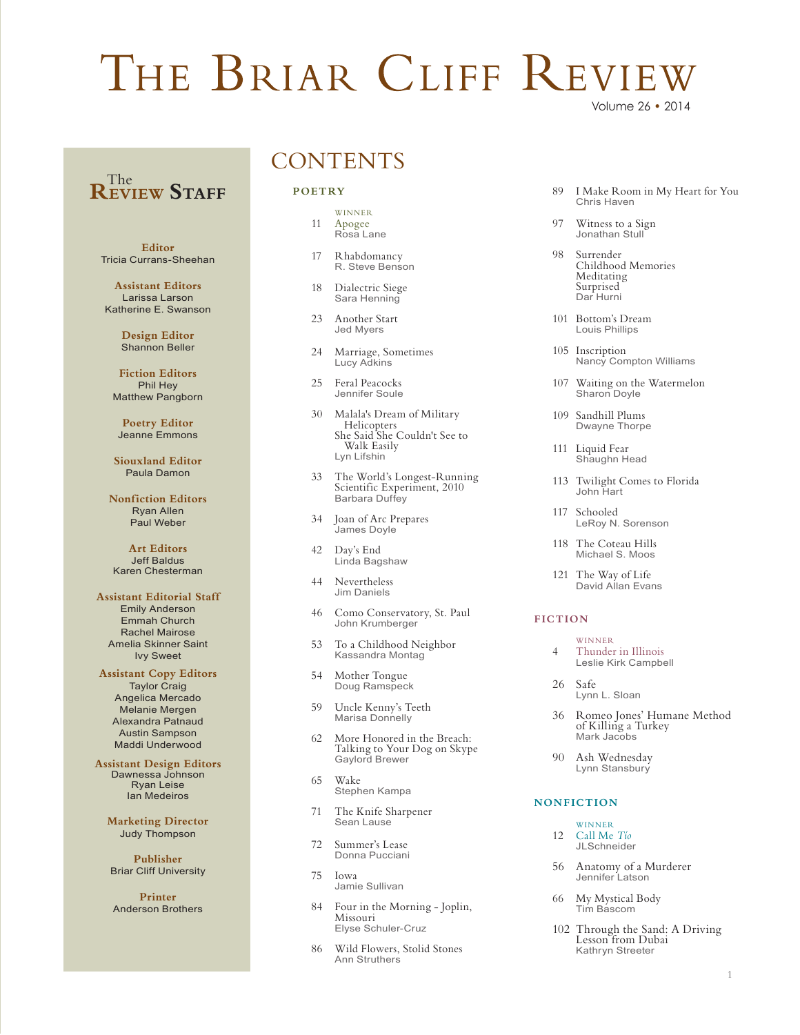# The Briar Cliff Review

Volume 26 • 2014

## The Review Staff

**Editor**
Tricia Currans-Sheehan

**Assistant Editors**
Larissa Larson
Katherine E. Swanson

**Design Editor**
Shannon Beller

**Fiction Editors**
Phil Hey
Matthew Pangborn

**Poetry Editor**
Jeanne Emmons

**Siouxland Editor**
Paula Damon

**Nonfiction Editors**
Ryan Allen
Paul Weber

**Art Editors**
Jeff Baldus
Karen Chesterman

**Assistant Editorial Staff**
Emily Anderson
Emmah Church
Rachel Mairose
Amelia Skinner Saint
Ivy Sweet

**Assistant Copy Editors**
Taylor Craig
Angelica Mercado
Melanie Mergen
Alexandra Patnaud
Austin Sampson
Maddi Underwood

**Assistant Design Editors**
Dawnessa Johnson
Ryan Leise
Ian Medeiros

**Marketing Director**
Judy Thompson

**Publisher**
Briar Cliff University

**Printer**
Anderson Brothers

## CONTENTS

### POETRY

WINNER
11 Apogee
Rosa Lane

17 Rhabdomancy
R. Steve Benson

18 Dialectric Siege
Sara Henning

23 Another Start
Jed Myers

24 Marriage, Sometimes
Lucy Adkins

25 Feral Peacocks
Jennifer Soule

30 Malala's Dream of Military Helicopters
She Said She Couldn't See to Walk Easily
Lyn Lifshin

33 The World's Longest-Running Scientific Experiment, 2010
Barbara Duffey

34 Joan of Arc Prepares
James Doyle

42 Day's End
Linda Bagshaw

44 Nevertheless
Jim Daniels

46 Como Conservatory, St. Paul
John Krumberger

53 To a Childhood Neighbor
Kassandra Montag

54 Mother Tongue
Doug Ramspeck

59 Uncle Kenny's Teeth
Marisa Donnelly

62 More Honored in the Breach: Talking to Your Dog on Skype
Gaylord Brewer

65 Wake
Stephen Kampa

71 The Knife Sharpener
Sean Lause

72 Summer's Lease
Donna Pucciani

75 Iowa
Jamie Sullivan

84 Four in the Morning - Joplin, Missouri
Elyse Schuler-Cruz

86 Wild Flowers, Stolid Stones
Ann Struthers

89 I Make Room in My Heart for You
Chris Haven

97 Witness to a Sign
Jonathan Stull

98 Surrender
Childhood Memories
Meditating
Surprised
Dar Hurni

101 Bottom's Dream
Louis Phillips

105 Inscription
Nancy Compton Williams

107 Waiting on the Watermelon
Sharon Doyle

109 Sandhill Plums
Dwayne Thorpe

111 Liquid Fear
Shaughn Head

113 Twilight Comes to Florida
John Hart

117 Schooled
LeRoy N. Sorenson

118 The Coteau Hills
Michael S. Moos

121 The Way of Life
David Allan Evans

### FICTION

WINNER
4 Thunder in Illinois
Leslie Kirk Campbell

26 Safe
Lynn L. Sloan

36 Romeo Jones' Humane Method of Killing a Turkey
Mark Jacobs

90 Ash Wednesday
Lynn Stansbury

### NONFICTION

WINNER
12 Call Me *Tío*
JLSchneider

56 Anatomy of a Murderer
Jennifer Latson

66 My Mystical Body
Tim Bascom

102 Through the Sand: A Driving Lesson from Dubai
Kathryn Streeter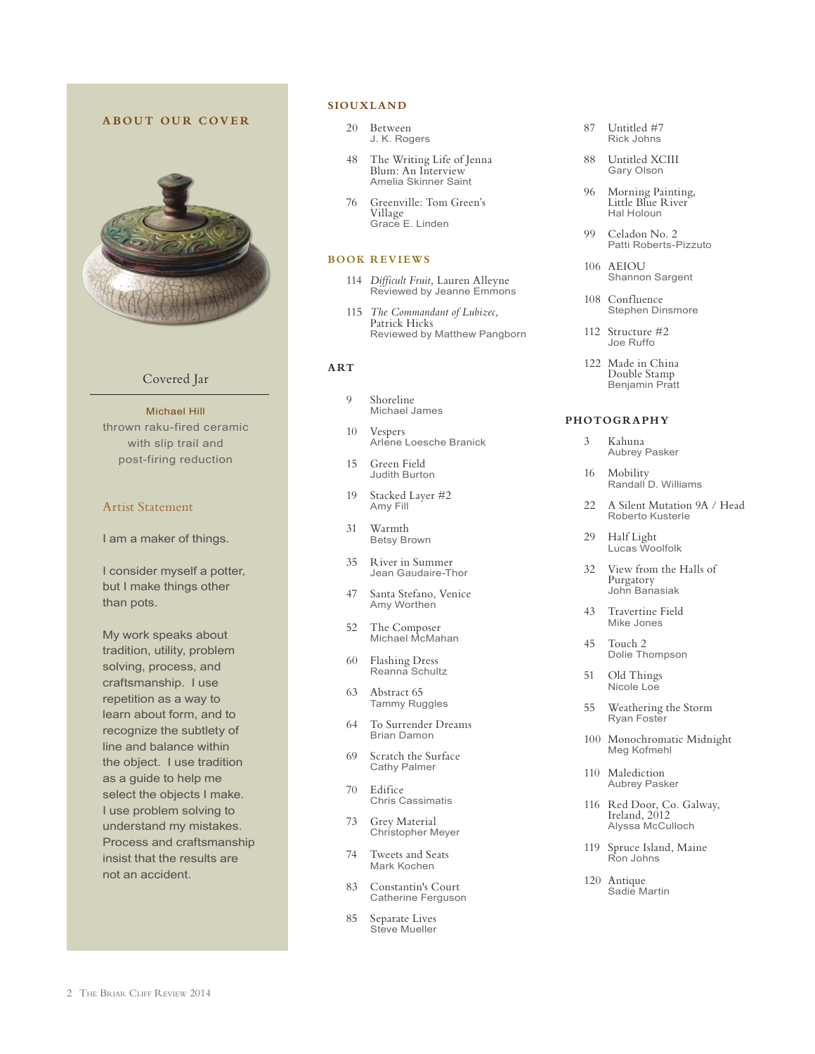## About Our Cover

Covered Jar

Michael Hill
thrown raku-fired ceramic
with slip trail and
post-firing reduction

### Artist Statement

I am a maker of things.

I consider myself a potter, but I make things other than pots.

My work speaks about tradition, utility, problem solving, process, and craftsmanship. I use repetition as a way to learn about form, and to recognize the subtlety of line and balance within the object. I use tradition as a guide to help me select the objects I make. I use problem solving to understand my mistakes. Process and craftsmanship insist that the results are not an accident.

## Siouxland

20 Between
J. K. Rogers

48 The Writing Life of Jenna Blum: An Interview
Amelia Skinner Saint

76 Greenville: Tom Green's Village
Grace E. Linden

## Book Reviews

114 *Difficult Fruit,* Lauren Alleyne
Reviewed by Jeanne Emmons

115 *The Commandant of Lubizec,* Patrick Hicks
Reviewed by Matthew Pangborn

## Art

9 Shoreline
Michael James

10 Vespers
Arlene Loesche Branick

15 Green Field
Judith Burton

19 Stacked Layer #2
Amy Fill

31 Warmth
Betsy Brown

35 River in Summer
Jean Gaudaire-Thor

47 Santa Stefano, Venice
Amy Worthen

52 The Composer
Michael McMahan

60 Flashing Dress
Reanna Schultz

63 Abstract 65
Tammy Ruggles

64 To Surrender Dreams
Brian Damon

69 Scratch the Surface
Cathy Palmer

70 Edifice
Chris Cassimatis

73 Grey Material
Christopher Meyer

74 Tweets and Seats
Mark Kochen

83 Constantin's Court
Catherine Ferguson

85 Separate Lives
Steve Mueller

87 Untitled #7
Rick Johns

88 Untitled XCIII
Gary Olson

96 Morning Painting, Little Blue River
Hal Holoun

99 Celadon No. 2
Patti Roberts-Pizzuto

106 AEIOU
Shannon Sargent

108 Confluence
Stephen Dinsmore

112 Structure #2
Joe Ruffo

122 Made in China Double Stamp
Benjamin Pratt

## Photography

3 Kahuna
Aubrey Pasker

16 Mobility
Randall D. Williams

22 A Silent Mutation 9A / Head
Roberto Kusterle

29 Half Light
Lucas Woolfolk

32 View from the Halls of Purgatory
John Banasiak

43 Travertine Field
Mike Jones

45 Touch 2
Dolie Thompson

51 Old Things
Nicole Loe

55 Weathering the Storm
Ryan Foster

100 Monochromatic Midnight
Meg Kofmehl

110 Malediction
Aubrey Pasker

116 Red Door, Co. Galway, Ireland, 2012
Alyssa McCulloch

119 Spruce Island, Maine
Ron Johns

120 Antique
Sadie Martin